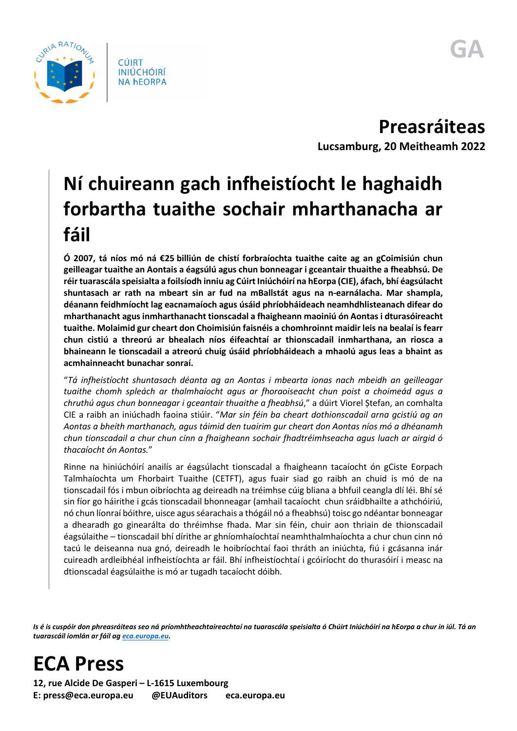CÚIRT INIÚCHÓIRÍ NA hEORPA

GA

**Preasráiteas**

**Lucsamburg, 20 Meitheamh 2022**

# Ní chuireann gach infheistíocht le haghaidh forbartha tuaithe sochair mharthanacha ar fáil

**Ó 2007, tá níos mó ná €25 billiún de chistí forbraíochta tuaithe caite ag an gCoimisiún chun geilleagar tuaithe an Aontais a éagsúlú agus chun bonneagar i gceantair thuaithe a fheabhsú. De réir tuarascála speisialta a foilsíodh inniu ag Cúirt Iniúchóirí na hEorpa (CIE), áfach, bhí éagsúlacht shuntasach ar rath na mbeart sin ar fud na mBallstát agus na n-earnálacha. Mar shampla, déanann feidhmíocht lag eacnamaíoch agus úsáid phríobháideach neamhdhlisteanach difear do mharthanacht agus inmharthanacht tionscadal a fhaigheann maoiniú ón Aontas i dturasóireacht tuaithe. Molaimid gur cheart don Choimisiún faisnéis a chomhroinnt maidir leis na bealaí is fearr chun cistiú a threorú ar bhealach níos éifeachtaí ar thionscadail inmharthana, an riosca a bhaineann le tionscadail a atreorú chuig úsáid phríobháideach a mhaolú agus leas a bhaint as acmhainneacht bunachar sonraí.**

"*Tá infheistíocht shuntasach déanta ag an Aontas i mbearta ionas nach mbeidh an geilleagar tuaithe chomh spleách ar thalmhaíocht agus ar fhoraoiseacht chun poist a choimeád agus a chruthú agus chun bonneagar i gceantair thuaithe a fheabhsú*," a dúirt Viorel Ștefan, an comhalta CIE a raibh an iniúchadh faoina stiúir. "*Mar sin féin ba cheart dothionscadail arna gcistiú ag an Aontas a bheith marthanach, agus táimid den tuairim gur cheart don Aontas níos mó a dhéanamh chun tionscadail a chur chun cinn a fhaigheann sochair fhadtréimhseacha agus luach ar airgid ó thacaíocht ón Aontas.*"

Rinne na hiniúchóirí anailís ar éagsúlacht tionscadal a fhaigheann tacaíocht ón gCiste Eorpach Talmhaíochta um Fhorbairt Tuaithe (CETFT), agus fuair siad go raibh an chuid is mó de na tionscadail fós i mbun oibríochta ag deireadh na tréimhse cúig bliana a bhfuil ceangla dlí léi. Bhí sé sin fíor go háirithe i gcás tionscadail bhonneagar (amhail tacaíocht chun sráidbhailte a athchóiriú, nó chun líonraí bóithre, uisce séarachais a thógáil nó a fheabhsú) toisc go ndéantar bonneagar a dhearadh go ginearálta do thréimhse fhada. Mar sin féin, chuir aon thriain de thionscadail éagsúlaithe – tionscadail bhí dírithe ar ghníomhaíochtaí neamhthalmhaíochta a chur chun cinn nó tacú le deiseanna nua gnó, deireadh le hoibríochtaí faoi thráth an iniúchta, fiú i gcásanna inár cuireadh ardleibhéal infheistíochta ar fáil. Bhí infheistíochtaí i gcóiríocht do thurasóirí i measc na dtionscadal éagsúlaithe is mó ar tugadh tacaíocht dóibh.

*Is é is cuspóir don phreasráiteas seo ná príomhtheachtaireachtaí na tuarascála speisialta ó Chúirt Iniúchóirí na hEorpa a chur in iúl. Tá an tuarascáil iomlán ar fáil ag eca.europa.eu.*

# ECA Press

**12, rue Alcide De Gasperi – L-1615 Luxembourg**
**E: press@eca.europa.eu @EUAuditors eca.europa.eu**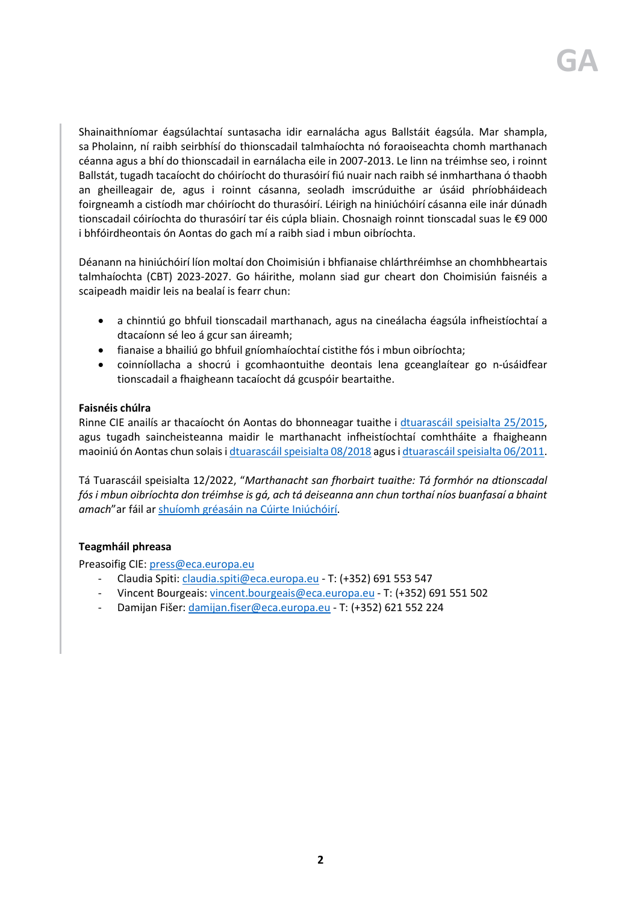Shainaithníomar éagsúlachtaí suntasacha idir earnalácha agus Ballstáit éagsúla. Mar shampla, sa Pholainn, ní raibh seirbhísí do thionscadail talmhaíochta nó foraoiseachta chomh marthanach céanna agus a bhí do thionscadail in earnálacha eile in 2007-2013. Le linn na tréimhse seo, i roinnt Ballstát, tugadh tacaíocht do chóiríocht do thurasóirí fiú nuair nach raibh sé inmharthana ó thaobh an gheilleagair de, agus i roinnt cásanna, seoladh imscrúduithe ar úsáid phríobháideach foirgneamh a cistíodh mar chóiríocht do thurasóirí. Léirigh na hiniúchóirí cásanna eile inár dúnadh tionscadail cóiríochta do thurasóirí tar éis cúpla bliain. Chosnaigh roinnt tionscadal suas le €9 000 i bhfóirdheontais ón Aontas do gach mí a raibh siad i mbun oibríochta.

Déanann na hiniúchóirí líon moltaí don Choimisiún i bhfianaise chlárthréimhse an chomhbheartais talmhaíochta (CBT) 2023-2027. Go háirithe, molann siad gur cheart don Choimisiún faisnéis a scaipeadh maidir leis na bealaí is fearr chun:

- a chinntiú go bhfuil tionscadail marthanach, agus na cineálacha éagsúla infheistíochtaí a dtacaíonn sé leo á gcur san áireamh;
- fianaise a bhailiú go bhfuil gníomhaíochtaí cistithe fós i mbun oibríochta;
- coinníollacha a shocrú i gcomhaontuithe deontais lena gceanglaítear go n-úsáidfear tionscadail a fhaigheann tacaíocht dá gcuspóir beartaithe.

**Faisnéis chúlra**
Rinne CIE anailís ar thacaíocht ón Aontas do bhonneagar tuaithe i dtuarascáil speisialta 25/2015, agus tugadh saincheisteanna maidir le marthanacht infheistíochtaí comhtháite a fhaigheann maoiniú ón Aontas chun solais i dtuarascáil speisialta 08/2018 agus i dtuarascáil speisialta 06/2011.

Tá Tuarascáil speisialta 12/2022, "*Marthanacht san fhorbairt tuaithe: Tá formhór na dtionscadal fós i mbun oibríochta don tréimhse is gá, ach tá deiseanna ann chun torthaí níos buanfasaí a bhaint amach*" ar fáil ar shuíomh gréasáin na Cúirte Iniúchóirí.

**Teagmháil phreasa**

Preasoifig CIE: press@eca.europa.eu

- Claudia Spiti: claudia.spiti@eca.europa.eu - T: (+352) 691 553 547
- Vincent Bourgeais: vincent.bourgeais@eca.europa.eu - T: (+352) 691 551 502
- Damijan Fišer: damijan.fiser@eca.europa.eu - T: (+352) 621 552 224